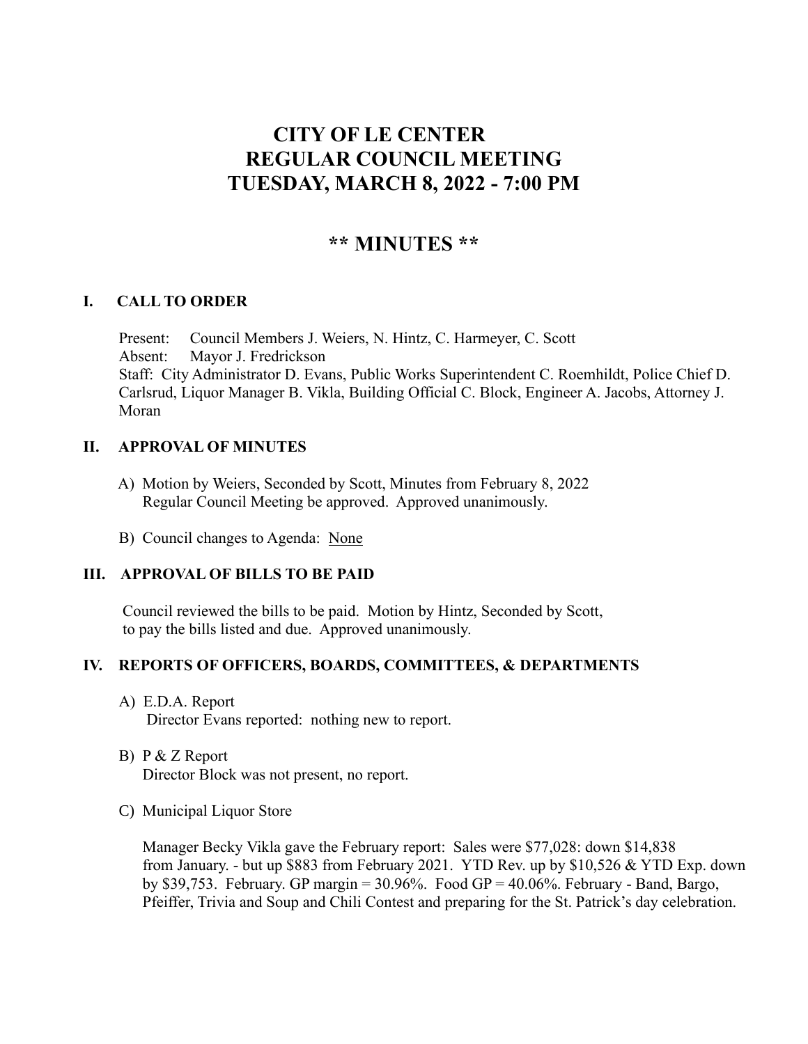# CITY OF LE CENTER
# REGULAR COUNCIL MEETING
# TUESDAY, MARCH 8, 2022 - 7:00 PM

## ** MINUTES **

### I. CALL TO ORDER

Present: Council Members J. Weiers, N. Hintz, C. Harmeyer, C. Scott
Absent: Mayor J. Fredrickson
Staff: City Administrator D. Evans, Public Works Superintendent C. Roemhildt, Police Chief D. Carlsrud, Liquor Manager B. Vikla, Building Official C. Block, Engineer A. Jacobs, Attorney J. Moran

### II. APPROVAL OF MINUTES

A) Motion by Weiers, Seconded by Scott, Minutes from February 8, 2022 Regular Council Meeting be approved. Approved unanimously.

B) Council changes to Agenda: None

### III. APPROVAL OF BILLS TO BE PAID

Council reviewed the bills to be paid. Motion by Hintz, Seconded by Scott, to pay the bills listed and due. Approved unanimously.

### IV. REPORTS OF OFFICERS, BOARDS, COMMITTEES, & DEPARTMENTS

A) E.D.A. Report
Director Evans reported: nothing new to report.

B) P & Z Report
Director Block was not present, no report.

C) Municipal Liquor Store

Manager Becky Vikla gave the February report: Sales were $77,028: down $14,838 from January. - but up $883 from February 2021. YTD Rev. up by $10,526 & YTD Exp. down by $39,753. February. GP margin = 30.96%. Food GP = 40.06%. February - Band, Bargo, Pfeiffer, Trivia and Soup and Chili Contest and preparing for the St. Patrick's day celebration.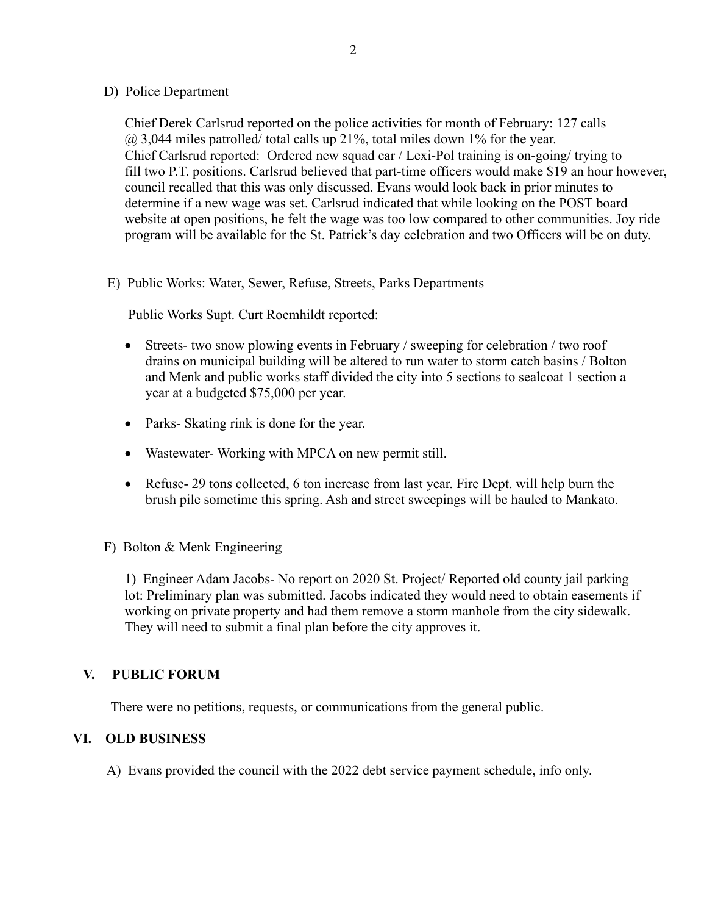D) Police Department

Chief Derek Carlsrud reported on the police activities for month of February: 127 calls @ 3,044 miles patrolled/ total calls up 21%, total miles down 1% for the year.
Chief Carlsrud reported: Ordered new squad car / Lexi-Pol training is on-going/ trying to fill two P.T. positions. Carlsrud believed that part-time officers would make $19 an hour however, council recalled that this was only discussed. Evans would look back in prior minutes to determine if a new wage was set. Carlsrud indicated that while looking on the POST board website at open positions, he felt the wage was too low compared to other communities. Joy ride program will be available for the St. Patrick's day celebration and two Officers will be on duty.

E) Public Works: Water, Sewer, Refuse, Streets, Parks Departments

Public Works Supt. Curt Roemhildt reported:

- Streets- two snow plowing events in February / sweeping for celebration / two roof drains on municipal building will be altered to run water to storm catch basins / Bolton and Menk and public works staff divided the city into 5 sections to sealcoat 1 section a year at a budgeted $75,000 per year.
- Parks- Skating rink is done for the year.
- Wastewater- Working with MPCA on new permit still.
- Refuse- 29 tons collected, 6 ton increase from last year. Fire Dept. will help burn the brush pile sometime this spring. Ash and street sweepings will be hauled to Mankato.

F) Bolton & Menk Engineering

1) Engineer Adam Jacobs- No report on 2020 St. Project/ Reported old county jail parking lot: Preliminary plan was submitted. Jacobs indicated they would need to obtain easements if working on private property and had them remove a storm manhole from the city sidewalk. They will need to submit a final plan before the city approves it.

## V. PUBLIC FORUM

There were no petitions, requests, or communications from the general public.

## VI. OLD BUSINESS

A) Evans provided the council with the 2022 debt service payment schedule, info only.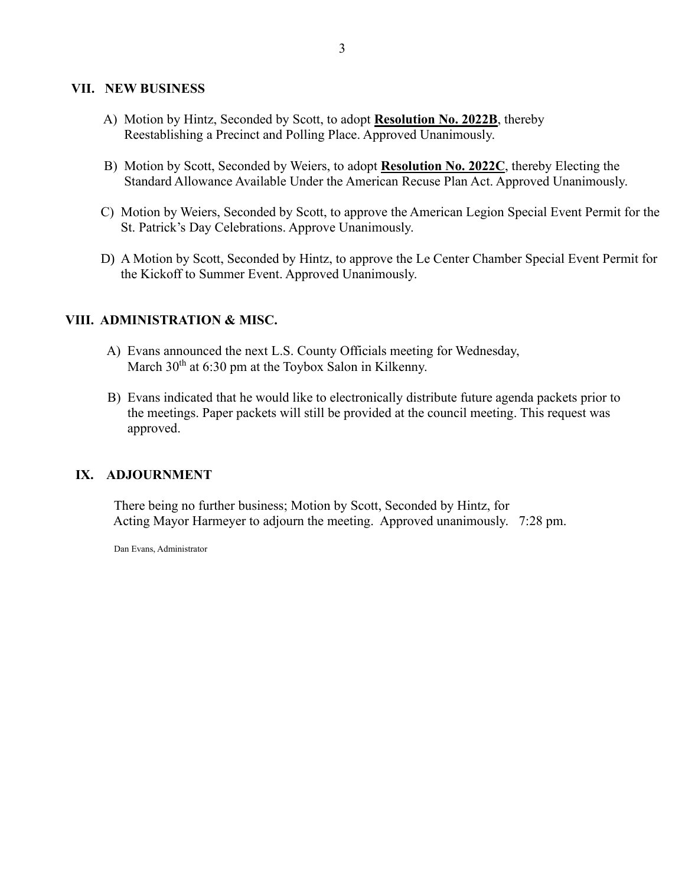## VII. NEW BUSINESS

A) Motion by Hintz, Seconded by Scott, to adopt **Resolution No. 2022B**, thereby Reestablishing a Precinct and Polling Place. Approved Unanimously.

B) Motion by Scott, Seconded by Weiers, to adopt **Resolution No. 2022C**, thereby Electing the Standard Allowance Available Under the American Recuse Plan Act. Approved Unanimously.

C) Motion by Weiers, Seconded by Scott, to approve the American Legion Special Event Permit for the St. Patrick's Day Celebrations. Approve Unanimously.

D) A Motion by Scott, Seconded by Hintz, to approve the Le Center Chamber Special Event Permit for the Kickoff to Summer Event. Approved Unanimously.

## VIII. ADMINISTRATION & MISC.

A) Evans announced the next L.S. County Officials meeting for Wednesday, March 30th at 6:30 pm at the Toybox Salon in Kilkenny.

B) Evans indicated that he would like to electronically distribute future agenda packets prior to the meetings. Paper packets will still be provided at the council meeting. This request was approved.

## IX. ADJOURNMENT

There being no further business; Motion by Scott, Seconded by Hintz, for Acting Mayor Harmeyer to adjourn the meeting. Approved unanimously. 7:28 pm.

Dan Evans, Administrator